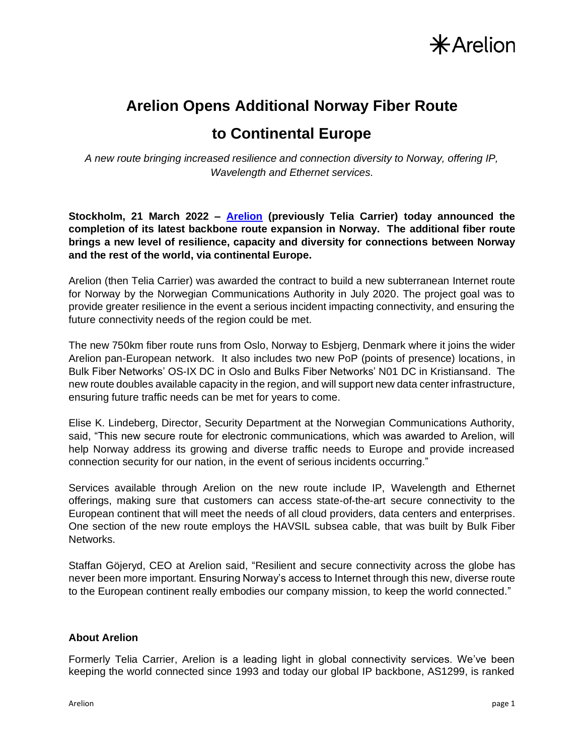# Arelion Opens Additional Norway Fiber Route to Continental Europe

*A new route bringing increased resilience and connection diversity to Norway, offering IP, Wavelength and Ethernet services.*

**Stockholm, 21 March 2022 – [Arelion](Arelion) (previously Telia Carrier) today announced the completion of its latest backbone route expansion in Norway. The additional fiber route brings a new level of resilience, capacity and diversity for connections between Norway and the rest of the world, via continental Europe.**

Arelion (then Telia Carrier) was awarded the contract to build a new subterranean Internet route for Norway by the Norwegian Communications Authority in July 2020. The project goal was to provide greater resilience in the event a serious incident impacting connectivity, and ensuring the future connectivity needs of the region could be met.

The new 750km fiber route runs from Oslo, Norway to Esbjerg, Denmark where it joins the wider Arelion pan-European network. It also includes two new PoP (points of presence) locations, in Bulk Fiber Networks' OS-IX DC in Oslo and Bulks Fiber Networks' N01 DC in Kristiansand. The new route doubles available capacity in the region, and will support new data center infrastructure, ensuring future traffic needs can be met for years to come.

Elise K. Lindeberg, Director, Security Department at the Norwegian Communications Authority, said, "This new secure route for electronic communications, which was awarded to Arelion, will help Norway address its growing and diverse traffic needs to Europe and provide increased connection security for our nation, in the event of serious incidents occurring."

Services available through Arelion on the new route include IP, Wavelength and Ethernet offerings, making sure that customers can access state-of-the-art secure connectivity to the European continent that will meet the needs of all cloud providers, data centers and enterprises. One section of the new route employs the HAVSIL subsea cable, that was built by Bulk Fiber Networks.

Staffan Göjeryd, CEO at Arelion said, "Resilient and secure connectivity across the globe has never been more important. Ensuring Norway's access to Internet through this new, diverse route to the European continent really embodies our company mission, to keep the world connected."

## About Arelion

Formerly Telia Carrier, Arelion is a leading light in global connectivity services. We've been keeping the world connected since 1993 and today our global IP backbone, AS1299, is ranked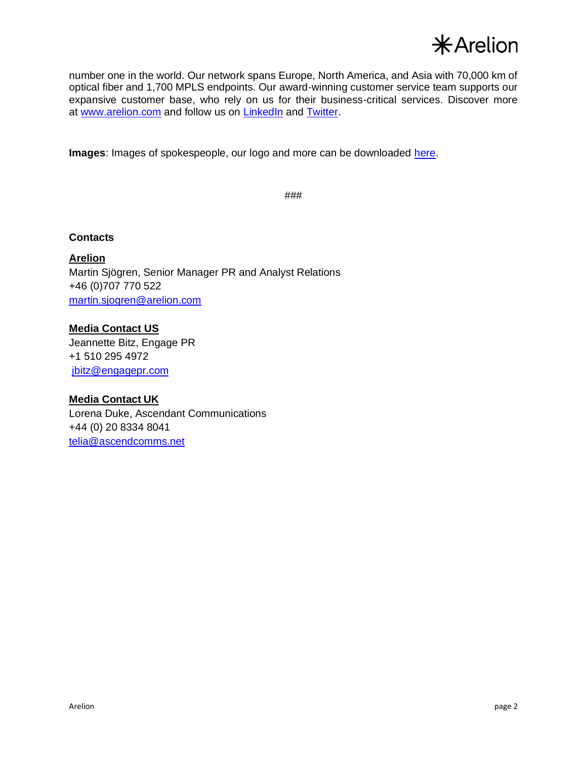number one in the world. Our network spans Europe, North America, and Asia with 70,000 km of optical fiber and 1,700 MPLS endpoints. Our award-winning customer service team supports our expansive customer base, who rely on us for their business-critical services. Discover more at www.arelion.com and follow us on LinkedIn and Twitter.

**Images**: Images of spokespeople, our logo and more can be downloaded here.

###

**Contacts**

**Arelion**
Martin Sjögren, Senior Manager PR and Analyst Relations
+46 (0)707 770 522
martin.sjogren@arelion.com

**Media Contact US**
Jeannette Bitz, Engage PR
+1 510 295 4972
jbitz@engagepr.com

**Media Contact UK**
Lorena Duke, Ascendant Communications
+44 (0) 20 8334 8041
telia@ascendcomms.net